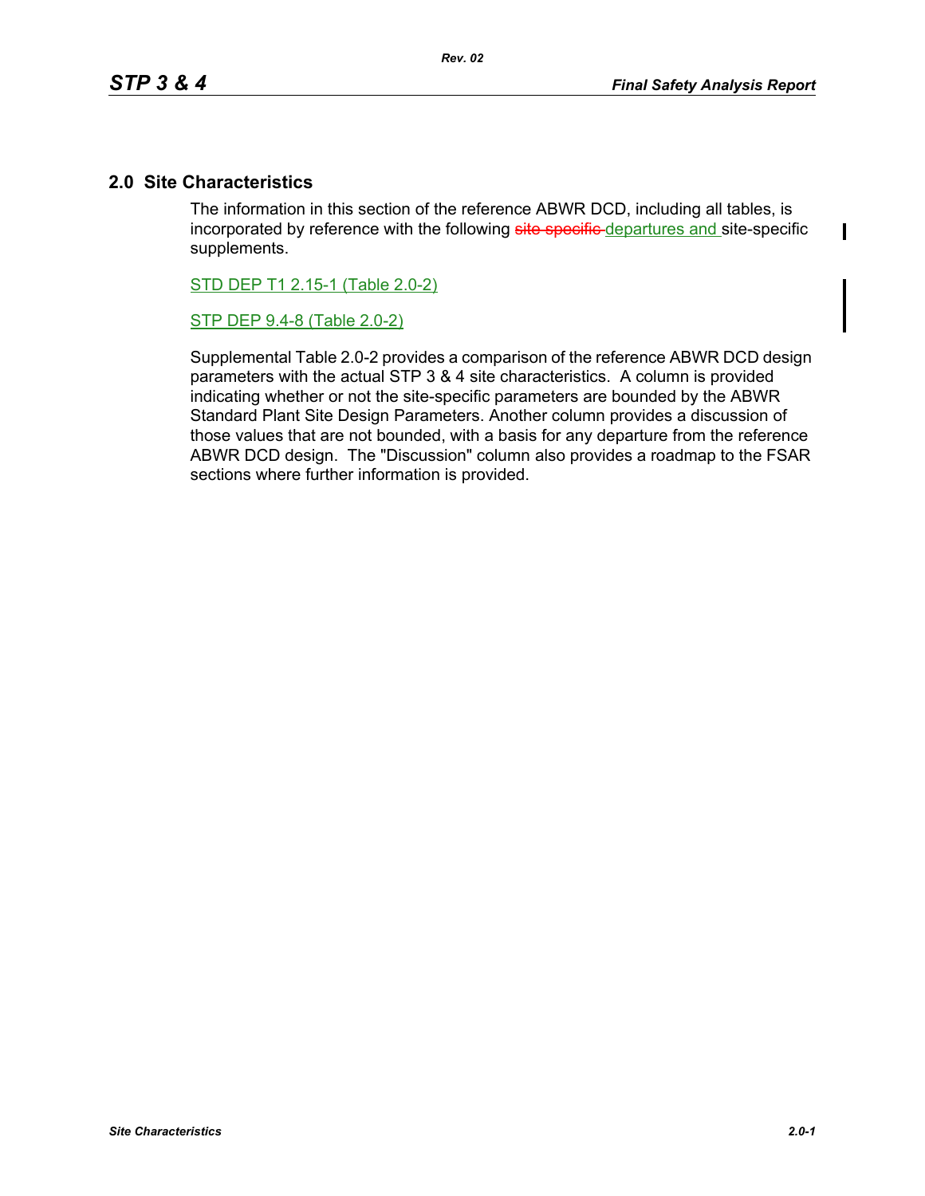## 2.0 Site Characteristics

The information in this section of the reference ABWR DCD, including all tables, is incorporated by reference with the following ~~site specific~~ departures and site-specific supplements.

STD DEP T1 2.15-1 (Table 2.0-2)

STP DEP 9.4-8 (Table 2.0-2)

Supplemental Table 2.0-2 provides a comparison of the reference ABWR DCD design parameters with the actual STP 3 & 4 site characteristics. A column is provided indicating whether or not the site-specific parameters are bounded by the ABWR Standard Plant Site Design Parameters. Another column provides a discussion of those values that are not bounded, with a basis for any departure from the reference ABWR DCD design. The "Discussion" column also provides a roadmap to the FSAR sections where further information is provided.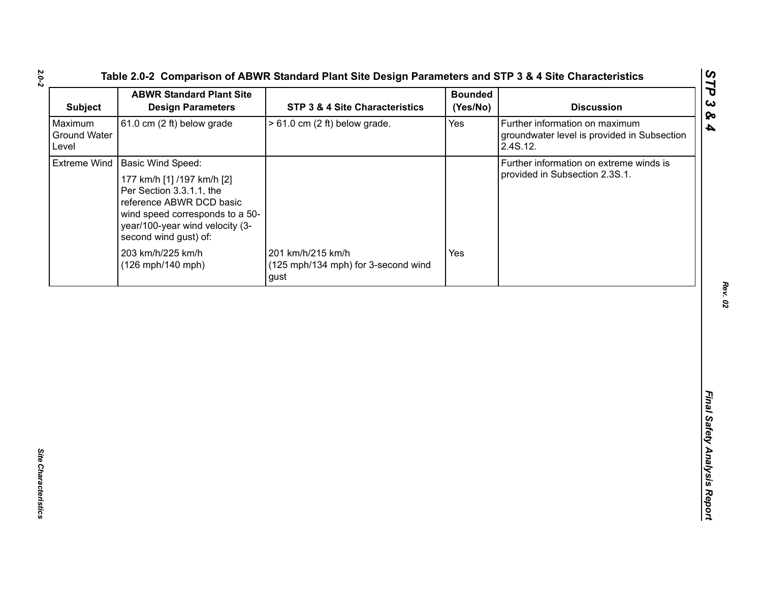## Table 2.0-2 Comparison of ABWR Standard Plant Site Design Parameters and STP 3 & 4 Site Characteristics

| Subject | ABWR Standard Plant Site Design Parameters | STP 3 & 4 Site Characteristics | Bounded (Yes/No) | Discussion |
|---|---|---|---|---|
| Maximum Ground Water Level | 61.0 cm (2 ft) below grade | > 61.0 cm (2 ft) below grade. | Yes | Further information on maximum groundwater level is provided in Subsection 2.4S.12. |
| Extreme Wind | Basic Wind Speed: 177 km/h [1] /197 km/h [2] Per Section 3.3.1.1, the reference ABWR DCD basic wind speed corresponds to a 50-year/100-year wind velocity (3-second wind gust) of: 203 km/h/225 km/h (126 mph/140 mph) | 201 km/h/215 km/h (125 mph/134 mph) for 3-second wind gust | Yes | Further information on extreme winds is provided in Subsection 2.3S.1. |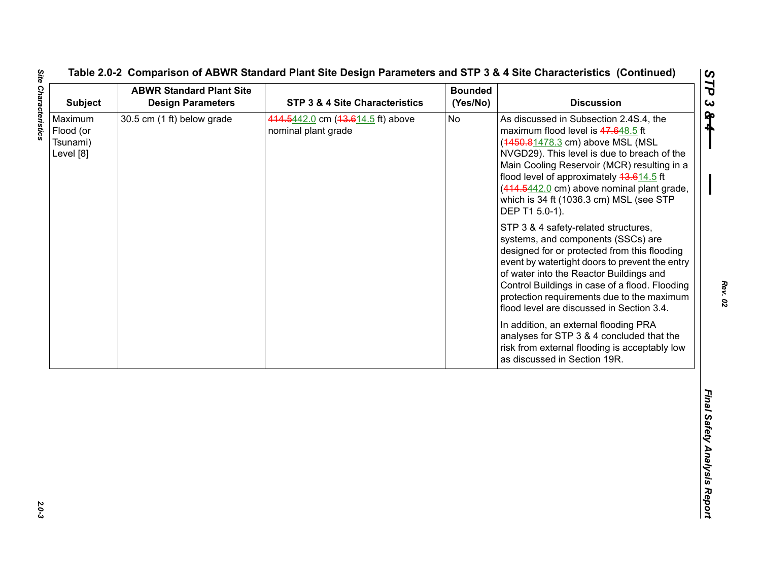**Table 2.0-2 Comparison of ABWR Standard Plant Site Design Parameters and STP 3 & 4 Site Characteristics (Continued)**

| Subject | ABWR Standard Plant Site Design Parameters | STP 3 & 4 Site Characteristics | Bounded (Yes/No) | Discussion |
|---|---|---|---|---|
| Maximum Flood (or Tsunami) Level [8] | 30.5 cm (1 ft) below grade | ~~414.5~~442.0 cm (~~13.6~~14.5 ft) above nominal plant grade | No | As discussed in Subsection 2.4S.4, the maximum flood level is ~~47.6~~48.5 ft (~~1450.8~~1478.3 cm) above MSL (MSL NVGD29). This level is due to breach of the Main Cooling Reservoir (MCR) resulting in a flood level of approximately ~~13.6~~14.5 ft (~~414.5~~442.0 cm) above nominal plant grade, which is 34 ft (1036.3 cm) MSL (see STP DEP T1 5.0-1).<br><br>STP 3 & 4 safety-related structures, systems, and components (SSCs) are designed for or protected from this flooding event by watertight doors to prevent the entry of water into the Reactor Buildings and Control Buildings in case of a flood. Flooding protection requirements due to the maximum flood level are discussed in Section 3.4.<br><br>In addition, an external flooding PRA analyses for STP 3 & 4 concluded that the risk from external flooding is acceptably low as discussed in Section 19R. |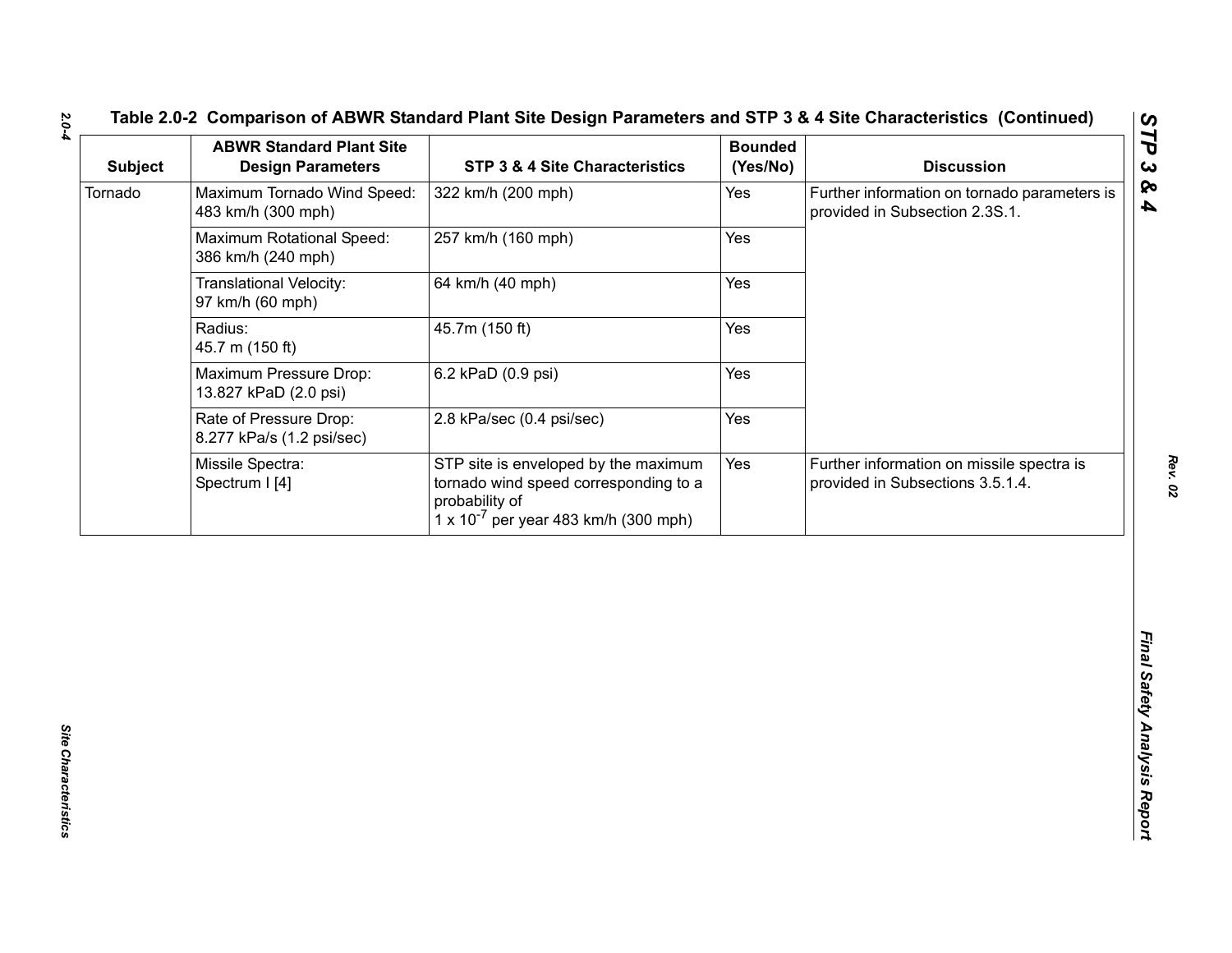Table 2.0-2 Comparison of ABWR Standard Plant Site Design Parameters and STP 3 & 4 Site Characteristics (Continued)

| Subject | ABWR Standard Plant Site Design Parameters | STP 3 & 4 Site Characteristics | Bounded (Yes/No) | Discussion |
|---|---|---|---|---|
| Tornado | Maximum Tornado Wind Speed: 483 km/h (300 mph) | 322 km/h (200 mph) | Yes | Further information on tornado parameters is provided in Subsection 2.3S.1. |
| | Maximum Rotational Speed: 386 km/h (240 mph) | 257 km/h (160 mph) | Yes | |
| | Translational Velocity: 97 km/h (60 mph) | 64 km/h (40 mph) | Yes | |
| | Radius: 45.7 m (150 ft) | 45.7m (150 ft) | Yes | |
| | Maximum Pressure Drop: 13.827 kPaD (2.0 psi) | 6.2 kPaD (0.9 psi) | Yes | |
| | Rate of Pressure Drop: 8.277 kPa/s (1.2 psi/sec) | 2.8 kPa/sec (0.4 psi/sec) | Yes | |
| | Missile Spectra: Spectrum I [4] | STP site is enveloped by the maximum tornado wind speed corresponding to a probability of $1 \times 10^{-7}$ per year 483 km/h (300 mph) | Yes | Further information on missile spectra is provided in Subsections 3.5.1.4. |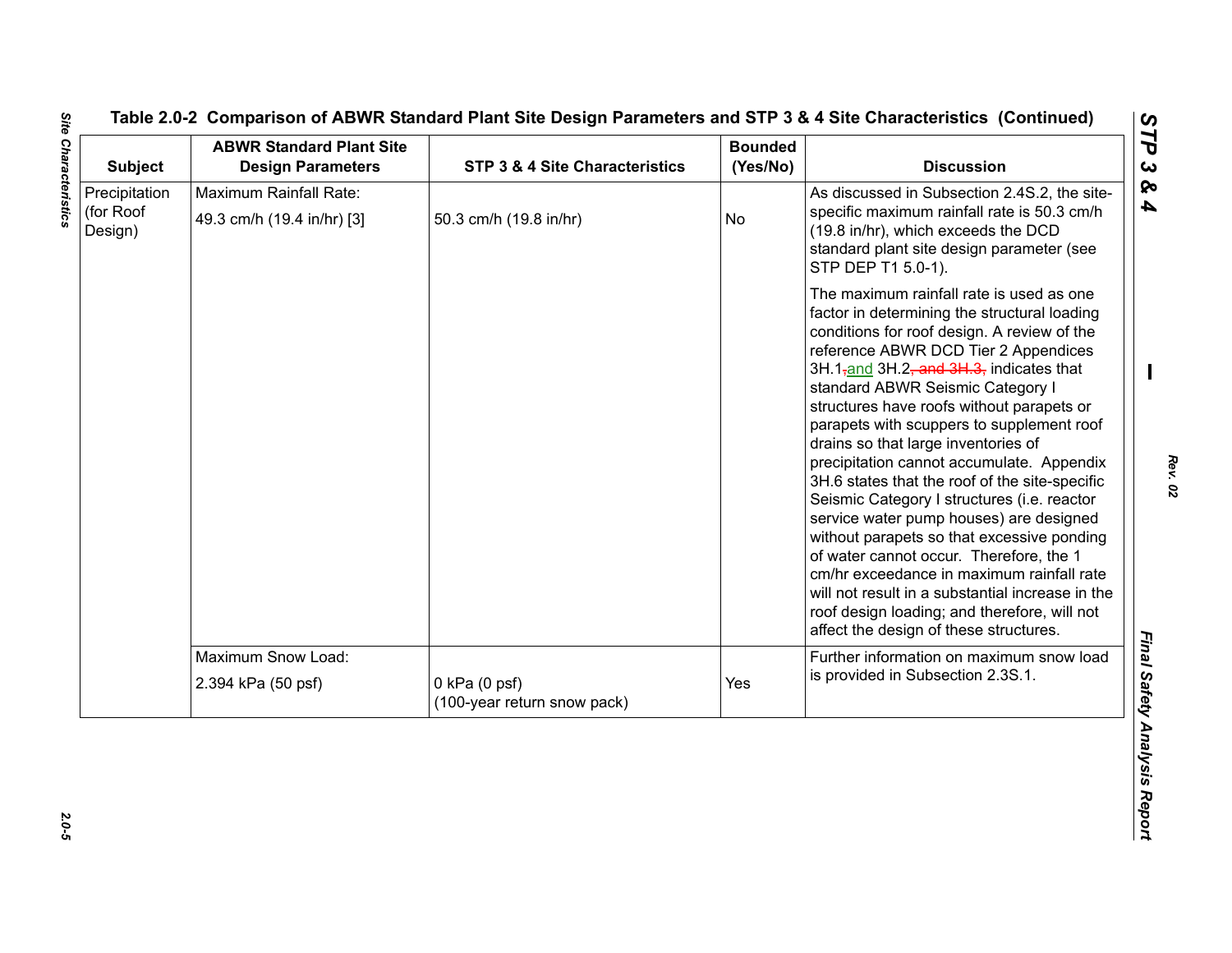Table 2.0-2 Comparison of ABWR Standard Plant Site Design Parameters and STP 3 & 4 Site Characteristics (Continued)

| Subject | ABWR Standard Plant Site Design Parameters | STP 3 & 4 Site Characteristics | Bounded (Yes/No) | Discussion |
|---|---|---|---|---|
| Precipitation (for Roof Design) | Maximum Rainfall Rate: 49.3 cm/h (19.4 in/hr) [3] | 50.3 cm/h (19.8 in/hr) | No | As discussed in Subsection 2.4S.2, the site-specific maximum rainfall rate is 50.3 cm/h (19.8 in/hr), which exceeds the DCD standard plant site design parameter (see STP DEP T1 5.0-1). The maximum rainfall rate is used as one factor in determining the structural loading conditions for roof design. A review of the reference ABWR DCD Tier 2 Appendices 3H.1,and 3H.2, and 3H.3, indicates that standard ABWR Seismic Category I structures have roofs without parapets or parapets with scuppers to supplement roof drains so that large inventories of precipitation cannot accumulate. Appendix 3H.6 states that the roof of the site-specific Seismic Category I structures (i.e. reactor service water pump houses) are designed without parapets so that excessive ponding of water cannot occur. Therefore, the 1 cm/hr exceedance in maximum rainfall rate will not result in a substantial increase in the roof design loading; and therefore, will not affect the design of these structures. |
| | Maximum Snow Load: 2.394 kPa (50 psf) | 0 kPa (0 psf) (100-year return snow pack) | Yes | Further information on maximum snow load is provided in Subsection 2.3S.1. |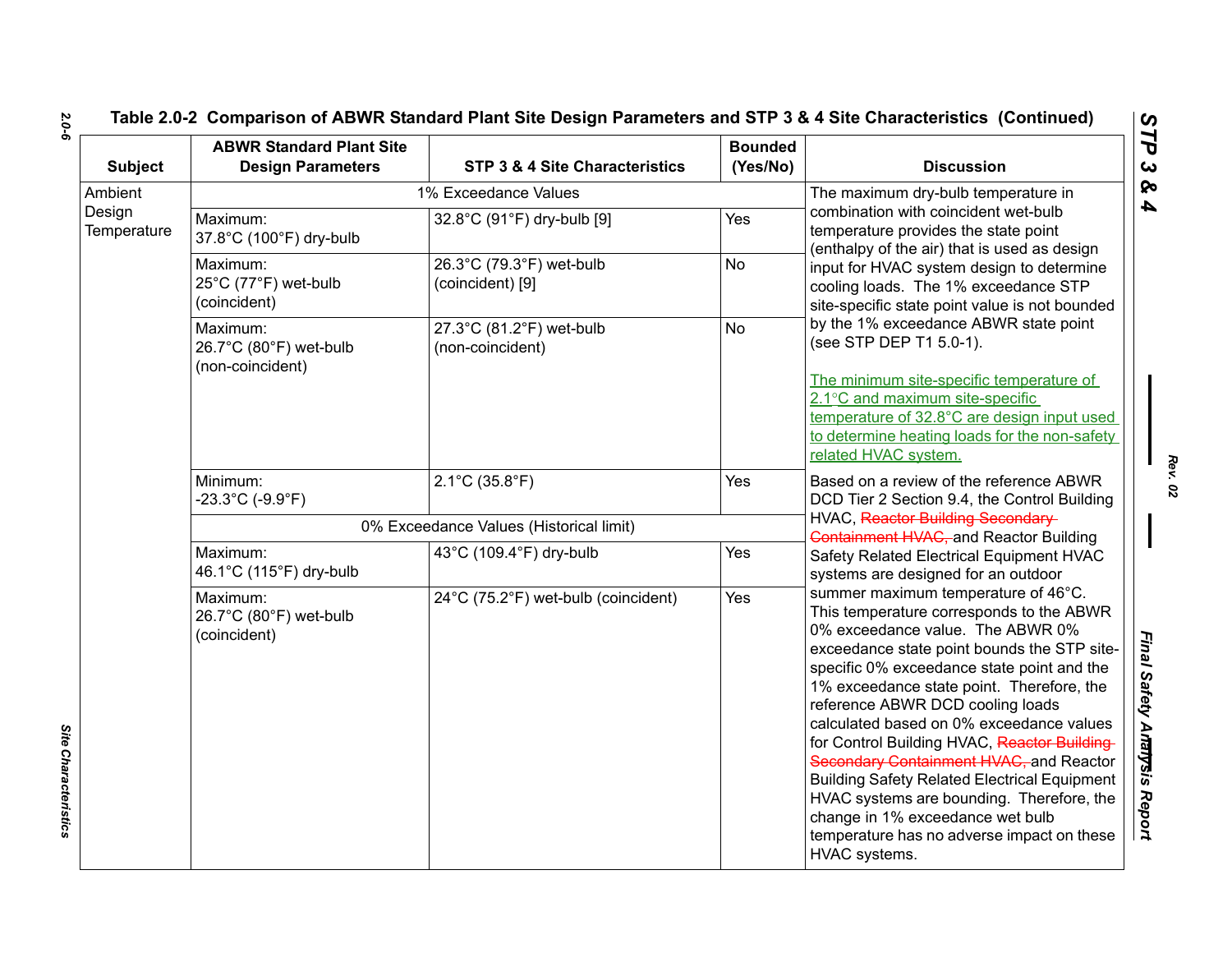**Table 2.0-2 Comparison of ABWR Standard Plant Site Design Parameters and STP 3 & 4 Site Characteristics (Continued)**

| Subject | ABWR Standard Plant Site Design Parameters | STP 3 & 4 Site Characteristics | Bounded (Yes/No) | Discussion |
|---|---|---|---|---|
| Ambient Design Temperature | 1% Exceedance Values | | | The maximum dry-bulb temperature in combination with coincident wet-bulb temperature provides the state point (enthalpy of the air) that is used as design input for HVAC system design to determine cooling loads. The 1% exceedance STP site-specific state point value is not bounded by the 1% exceedance ABWR state point (see STP DEP T1 5.0-1).<br><br>The minimum site-specific temperature of 2.1°C and maximum site-specific temperature of 32.8°C are design input used to determine heating loads for the non-safety related HVAC system. |
| | Maximum: 37.8°C (100°F) dry-bulb | 32.8°C (91°F) dry-bulb [9] | Yes | |
| | Maximum: 25°C (77°F) wet-bulb (coincident) | 26.3°C (79.3°F) wet-bulb (coincident) [9] | No | |
| | Maximum: 26.7°C (80°F) wet-bulb (non-coincident) | 27.3°C (81.2°F) wet-bulb (non-coincident) | No | |
| | Minimum: -23.3°C (-9.9°F) | 2.1°C (35.8°F) | Yes | Based on a review of the reference ABWR DCD Tier 2 Section 9.4, the Control Building HVAC, ~~Reactor Building Secondary Containment HVAC,~~ and Reactor Building Safety Related Electrical Equipment HVAC systems are designed for an outdoor summer maximum temperature of 46°C. This temperature corresponds to the ABWR 0% exceedance value. The ABWR 0% exceedance state point bounds the STP site-specific 0% exceedance state point and the 1% exceedance state point. Therefore, the reference ABWR DCD cooling loads calculated based on 0% exceedance values for Control Building HVAC, ~~Reactor Building Secondary Containment HVAC,~~ and Reactor Building Safety Related Electrical Equipment HVAC systems are bounding. Therefore, the change in 1% exceedance wet bulb temperature has no adverse impact on these HVAC systems. |
| | 0% Exceedance Values (Historical limit) | | | |
| | Maximum: 46.1°C (115°F) dry-bulb | 43°C (109.4°F) dry-bulb | Yes | |
| | Maximum: 26.7°C (80°F) wet-bulb (coincident) | 24°C (75.2°F) wet-bulb (coincident) | Yes | |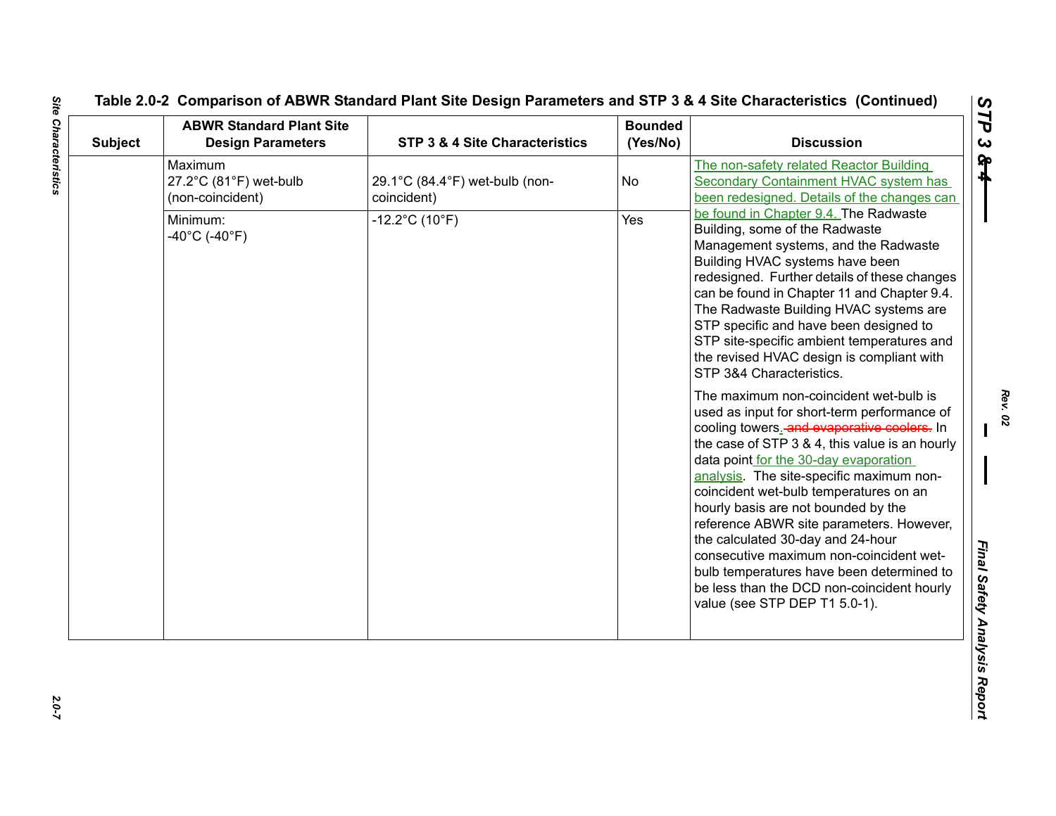Table 2.0-2 Comparison of ABWR Standard Plant Site Design Parameters and STP 3 & 4 Site Characteristics (Continued)

| Subject | ABWR Standard Plant Site Design Parameters | STP 3 & 4 Site Characteristics | Bounded (Yes/No) | Discussion |
|---|---|---|---|---|
| | Maximum 27.2°C (81°F) wet-bulb (non-coincident) | 29.1°C (84.4°F) wet-bulb (non-coincident) | No | The non-safety related Reactor Building Secondary Containment HVAC system has been redesigned. Details of the changes can be found in Chapter 9.4. The Radwaste Building, some of the Radwaste Management systems, and the Radwaste Building HVAC systems have been redesigned. Further details of these changes can be found in Chapter 11 and Chapter 9.4. The Radwaste Building HVAC systems are STP specific and have been designed to STP site-specific ambient temperatures and the revised HVAC design is compliant with STP 3&4 Characteristics.<br><br>The maximum non-coincident wet-bulb is used as input for short-term performance of cooling towers. ~~and evaporative coolers.~~ In the case of STP 3 & 4, this value is an hourly data point for the 30-day evaporation analysis. The site-specific maximum non-coincident wet-bulb temperatures on an hourly basis are not bounded by the reference ABWR site parameters. However, the calculated 30-day and 24-hour consecutive maximum non-coincident wet-bulb temperatures have been determined to be less than the DCD non-coincident hourly value (see STP DEP T1 5.0-1). |
| | Minimum: -40°C (-40°F) | -12.2°C (10°F) | Yes | |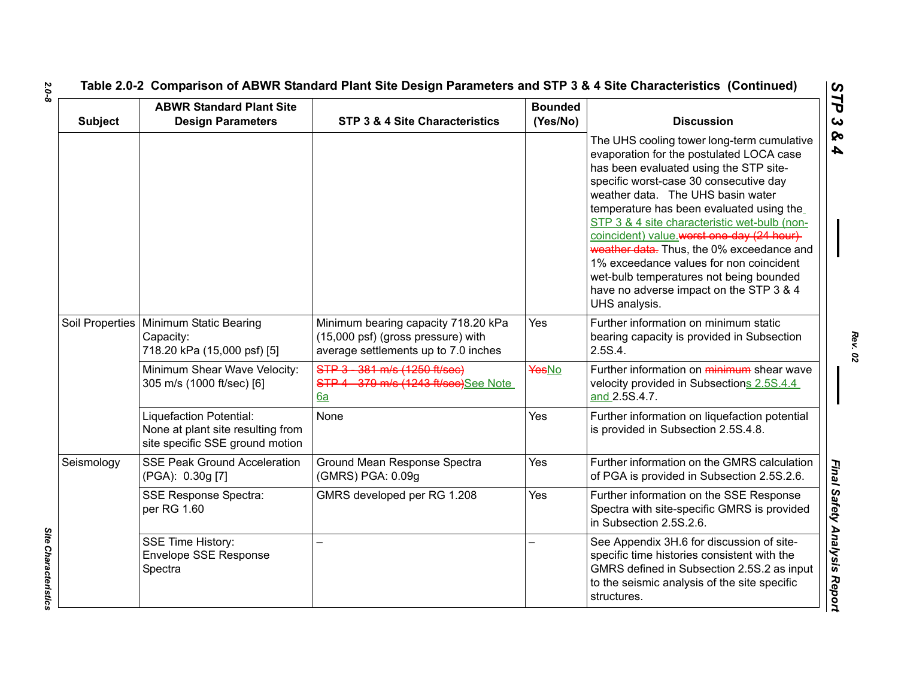**Table 2.0-2 Comparison of ABWR Standard Plant Site Design Parameters and STP 3 & 4 Site Characteristics (Continued)**

| Subject | ABWR Standard Plant Site Design Parameters | STP 3 & 4 Site Characteristics | Bounded (Yes/No) | Discussion |
|---|---|---|---|---|
| | | | | The UHS cooling tower long-term cumulative evaporation for the postulated LOCA case has been evaluated using the STP site-specific worst-case 30 consecutive day weather data. The UHS basin water temperature has been evaluated using the STP 3 & 4 site characteristic wet-bulb (non-coincident) value.~~worst one-day (24 hour) weather data.~~ Thus, the 0% exceedance and 1% exceedance values for non coincident wet-bulb temperatures not being bounded have no adverse impact on the STP 3 & 4 UHS analysis. |
| Soil Properties | Minimum Static Bearing Capacity: 718.20 kPa (15,000 psf) [5] | Minimum bearing capacity 718.20 kPa (15,000 psf) (gross pressure) with average settlements up to 7.0 inches | Yes | Further information on minimum static bearing capacity is provided in Subsection 2.5S.4. |
| | Minimum Shear Wave Velocity: 305 m/s (1000 ft/sec) [6] | ~~STP 3 - 381 m/s (1250 ft/sec)~~ ~~STP 4 - 379 m/s (1243 ft/sec)~~See Note 6a | ~~Yes~~No | Further information on ~~minimum~~ shear wave velocity provided in Subsections 2.5S.4.4 and 2.5S.4.7. |
| | Liquefaction Potential: None at plant site resulting from site specific SSE ground motion | None | Yes | Further information on liquefaction potential is provided in Subsection 2.5S.4.8. |
| Seismology | SSE Peak Ground Acceleration (PGA): 0.30g [7] | Ground Mean Response Spectra (GMRS) PGA: 0.09g | Yes | Further information on the GMRS calculation of PGA is provided in Subsection 2.5S.2.6. |
| | SSE Response Spectra: per RG 1.60 | GMRS developed per RG 1.208 | Yes | Further information on the SSE Response Spectra with site-specific GMRS is provided in Subsection 2.5S.2.6. |
| | SSE Time History: Envelope SSE Response Spectra | – | – | See Appendix 3H.6 for discussion of site-specific time histories consistent with the GMRS defined in Subsection 2.5S.2 as input to the seismic analysis of the site specific structures. |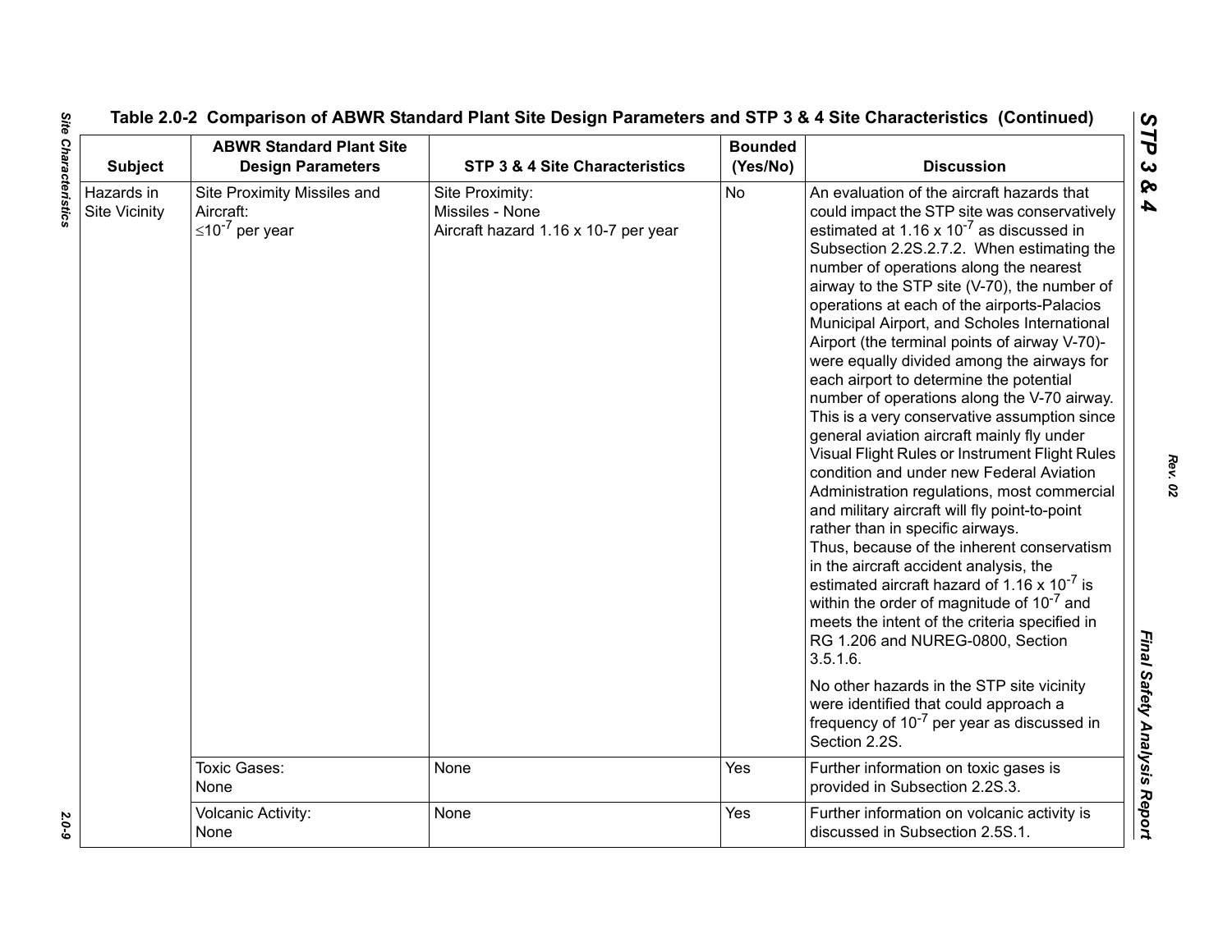Table 2.0-2 Comparison of ABWR Standard Plant Site Design Parameters and STP 3 & 4 Site Characteristics (Continued)

| Subject | ABWR Standard Plant Site Design Parameters | STP 3 & 4 Site Characteristics | Bounded (Yes/No) | Discussion |
|---|---|---|---|---|
| Hazards in Site Vicinity | Site Proximity Missiles and Aircraft: $\leq 10^{-7}$ per year | Site Proximity: Missiles - None Aircraft hazard 1.16 x 10-7 per year | No | An evaluation of the aircraft hazards that could impact the STP site was conservatively estimated at 1.16 x $10^{-7}$ as discussed in Subsection 2.2S.2.7.2. When estimating the number of operations along the nearest airway to the STP site (V-70), the number of operations at each of the airports-Palacios Municipal Airport, and Scholes International Airport (the terminal points of airway V-70)- were equally divided among the airways for each airport to determine the potential number of operations along the V-70 airway. This is a very conservative assumption since general aviation aircraft mainly fly under Visual Flight Rules or Instrument Flight Rules condition and under new Federal Aviation Administration regulations, most commercial and military aircraft will fly point-to-point rather than in specific airways. Thus, because of the inherent conservatism in the aircraft accident analysis, the estimated aircraft hazard of 1.16 x $10^{-7}$ is within the order of magnitude of $10^{-7}$ and meets the intent of the criteria specified in RG 1.206 and NUREG-0800, Section 3.5.1.6. No other hazards in the STP site vicinity were identified that could approach a frequency of $10^{-7}$ per year as discussed in Section 2.2S. |
| | Toxic Gases: None | None | Yes | Further information on toxic gases is provided in Subsection 2.2S.3. |
| | Volcanic Activity: None | None | Yes | Further information on volcanic activity is discussed in Subsection 2.5S.1. |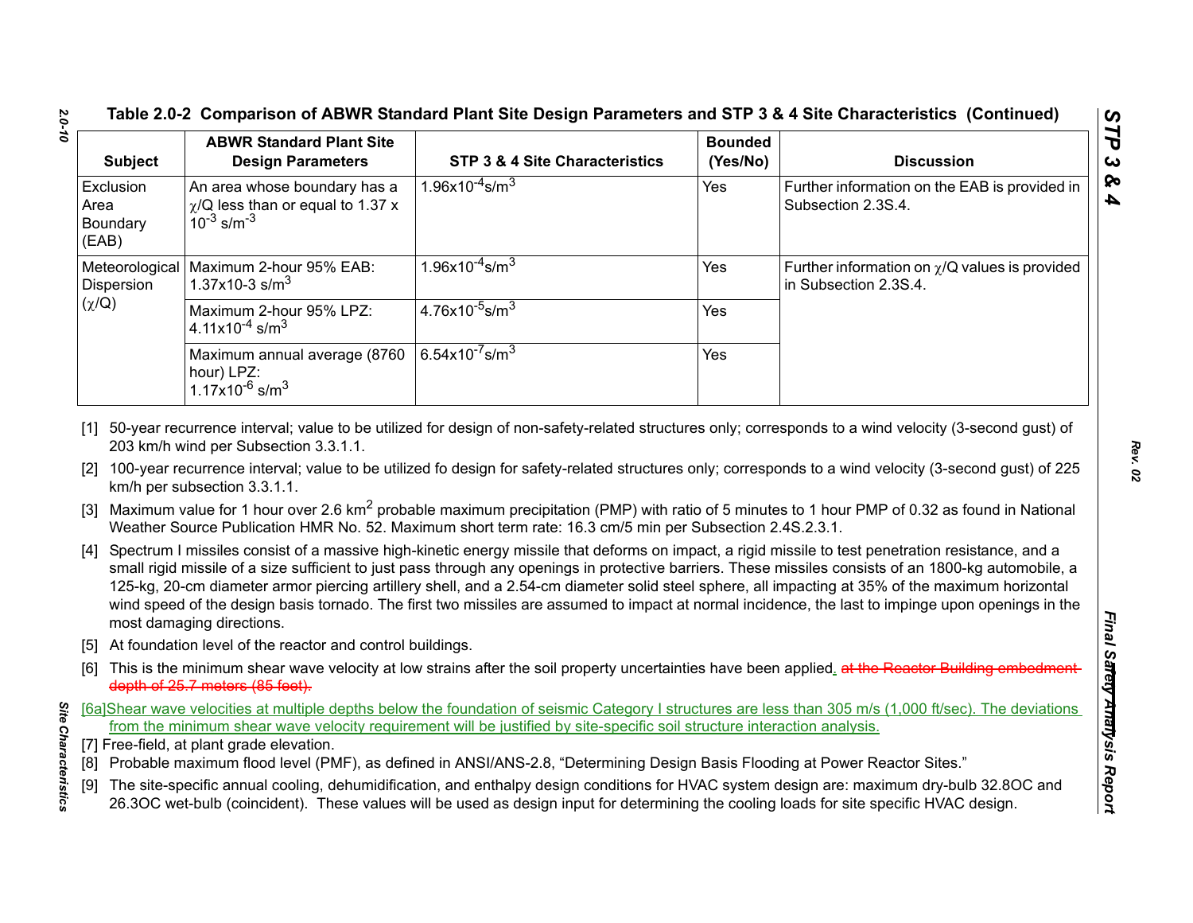## Table 2.0-2 Comparison of ABWR Standard Plant Site Design Parameters and STP 3 & 4 Site Characteristics (Continued)

| Subject | ABWR Standard Plant Site Design Parameters | STP 3 & 4 Site Characteristics | Bounded (Yes/No) | Discussion |
|---|---|---|---|---|
| Exclusion Area Boundary (EAB) | An area whose boundary has a $\chi$/Q less than or equal to 1.37 x $10^{-3}$ s/m$^{-3}$ | $1.96 \times 10^{-4}$ s/m$^3$ | Yes | Further information on the EAB is provided in Subsection 2.3S.4. |
| Meteorological Dispersion ($\chi$/Q) | Maximum 2-hour 95% EAB: 1.37x10-3 s/m$^3$ | $1.96 \times 10^{-4}$ s/m$^3$ | Yes | Further information on $\chi$/Q values is provided in Subsection 2.3S.4. |
| | Maximum 2-hour 95% LPZ: $4.11 \times 10^{-4}$ s/m$^3$ | $4.76 \times 10^{-5}$ s/m$^3$ | Yes | |
| | Maximum annual average (8760 hour) LPZ: $1.17 \times 10^{-6}$ s/m$^3$ | $6.54 \times 10^{-7}$ s/m$^3$ | Yes | |

[1] 50-year recurrence interval; value to be utilized for design of non-safety-related structures only; corresponds to a wind velocity (3-second gust) of 203 km/h wind per Subsection 3.3.1.1.

[2] 100-year recurrence interval; value to be utilized fo design for safety-related structures only; corresponds to a wind velocity (3-second gust) of 225 km/h per subsection 3.3.1.1.

[3] Maximum value for 1 hour over 2.6 km$^2$ probable maximum precipitation (PMP) with ratio of 5 minutes to 1 hour PMP of 0.32 as found in National Weather Source Publication HMR No. 52. Maximum short term rate: 16.3 cm/5 min per Subsection 2.4S.2.3.1.

[4] Spectrum I missiles consist of a massive high-kinetic energy missile that deforms on impact, a rigid missile to test penetration resistance, and a small rigid missile of a size sufficient to just pass through any openings in protective barriers. These missiles consists of an 1800-kg automobile, a 125-kg, 20-cm diameter armor piercing artillery shell, and a 2.54-cm diameter solid steel sphere, all impacting at 35% of the maximum horizontal wind speed of the design basis tornado. The first two missiles are assumed to impact at normal incidence, the last to impinge upon openings in the most damaging directions.

[5] At foundation level of the reactor and control buildings.

[6] This is the minimum shear wave velocity at low strains after the soil property uncertainties have been applied. ~~at the Reactor Building embedment depth of 25.7 meters (85 feet).~~

[6a]Shear wave velocities at multiple depths below the foundation of seismic Category I structures are less than 305 m/s (1,000 ft/sec). The deviations from the minimum shear wave velocity requirement will be justified by site-specific soil structure interaction analysis.

[7] Free-field, at plant grade elevation.

[8] Probable maximum flood level (PMF), as defined in ANSI/ANS-2.8, "Determining Design Basis Flooding at Power Reactor Sites."

[9] The site-specific annual cooling, dehumidification, and enthalpy design conditions for HVAC system design are: maximum dry-bulb 32.8OC and 26.3OC wet-bulb (coincident). These values will be used as design input for determining the cooling loads for site specific HVAC design.